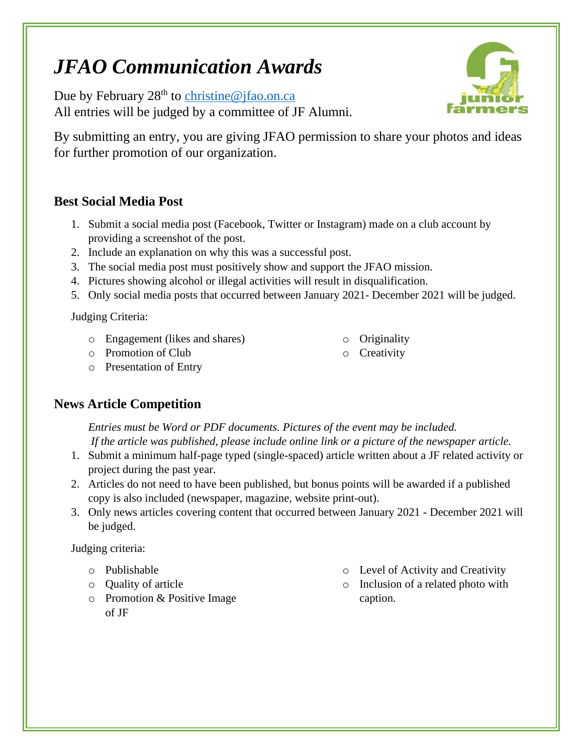# *JFAO Communication Awards*

Due by February 28th to christine@jfao.on.ca
All entries will be judged by a committee of JF Alumni.

By submitting an entry, you are giving JFAO permission to share your photos and ideas for further promotion of our organization.

## Best Social Media Post

1. Submit a social media post (Facebook, Twitter or Instagram) made on a club account by providing a screenshot of the post.
2. Include an explanation on why this was a successful post.
3. The social media post must positively show and support the JFAO mission.
4. Pictures showing alcohol or illegal activities will result in disqualification.
5. Only social media posts that occurred between January 2021- December 2021 will be judged.

Judging Criteria:

- Engagement (likes and shares)
- Promotion of Club
- Presentation of Entry
- Originality
- Creativity

## News Article Competition

*Entries must be Word or PDF documents. Pictures of the event may be included.*
*If the article was published, please include online link or a picture of the newspaper article.*

1. Submit a minimum half-page typed (single-spaced) article written about a JF related activity or project during the past year.
2. Articles do not need to have been published, but bonus points will be awarded if a published copy is also included (newspaper, magazine, website print-out).
3. Only news articles covering content that occurred between January 2021 - December 2021 will be judged.

Judging criteria:

- Publishable
- Quality of article
- Promotion & Positive Image of JF
- Level of Activity and Creativity
- Inclusion of a related photo with caption.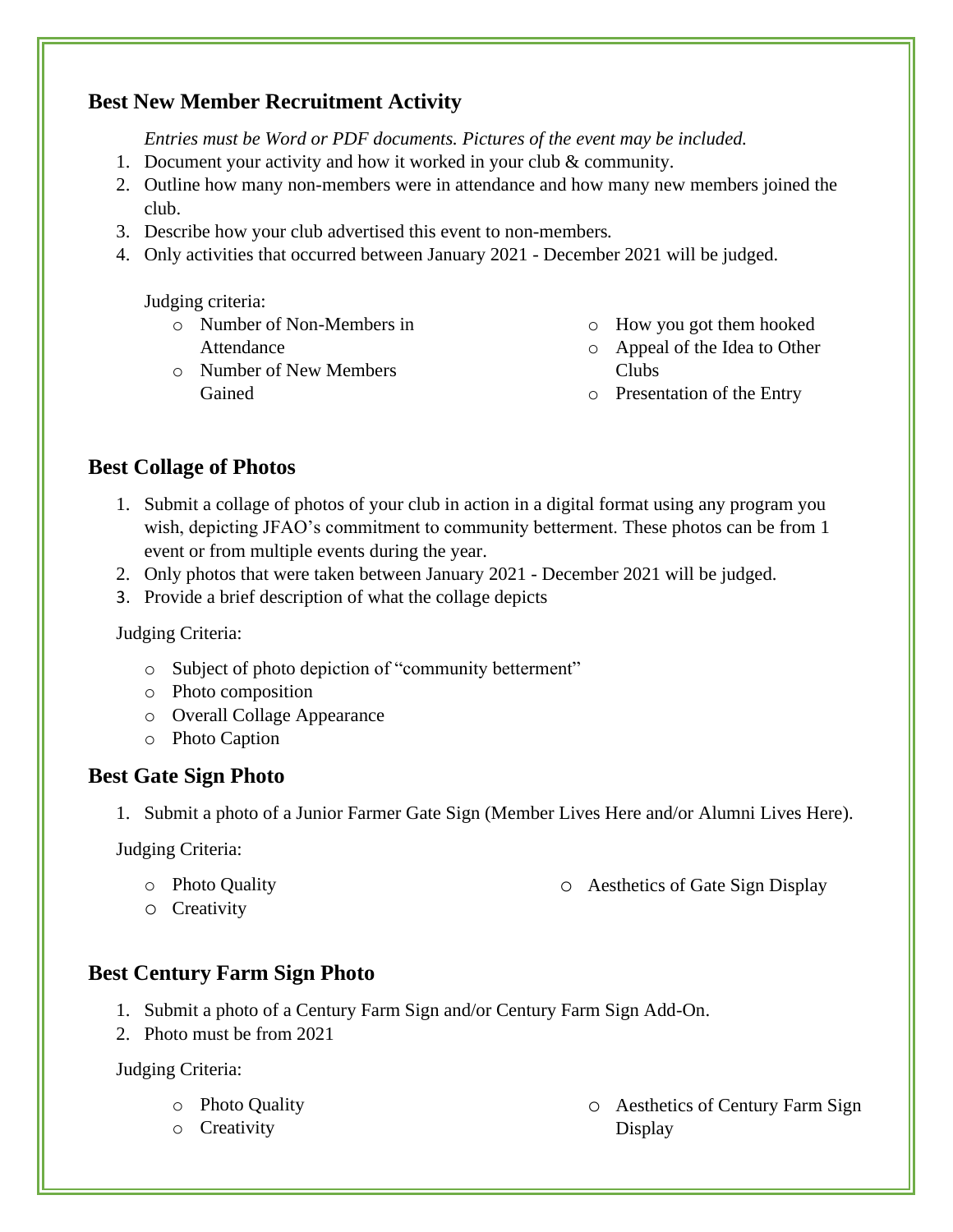## Best New Member Recruitment Activity

*Entries must be Word or PDF documents. Pictures of the event may be included.*

1. Document your activity and how it worked in your club & community.
2. Outline how many non-members were in attendance and how many new members joined the club.
3. Describe how your club advertised this event to non-members.
4. Only activities that occurred between January 2021 - December 2021 will be judged.

Judging criteria:

- Number of Non-Members in Attendance
- Number of New Members Gained
- How you got them hooked
- Appeal of the Idea to Other Clubs
- Presentation of the Entry

## Best Collage of Photos

1. Submit a collage of photos of your club in action in a digital format using any program you wish, depicting JFAO's commitment to community betterment. These photos can be from 1 event or from multiple events during the year.
2. Only photos that were taken between January 2021 - December 2021 will be judged.
3. Provide a brief description of what the collage depicts

Judging Criteria:

- Subject of photo depiction of "community betterment"
- Photo composition
- Overall Collage Appearance
- Photo Caption

## Best Gate Sign Photo

1. Submit a photo of a Junior Farmer Gate Sign (Member Lives Here and/or Alumni Lives Here).

Judging Criteria:

- Photo Quality
- Creativity
- Aesthetics of Gate Sign Display

## Best Century Farm Sign Photo

1. Submit a photo of a Century Farm Sign and/or Century Farm Sign Add-On.
2. Photo must be from 2021

Judging Criteria:

- Photo Quality
- Creativity
- Aesthetics of Century Farm Sign Display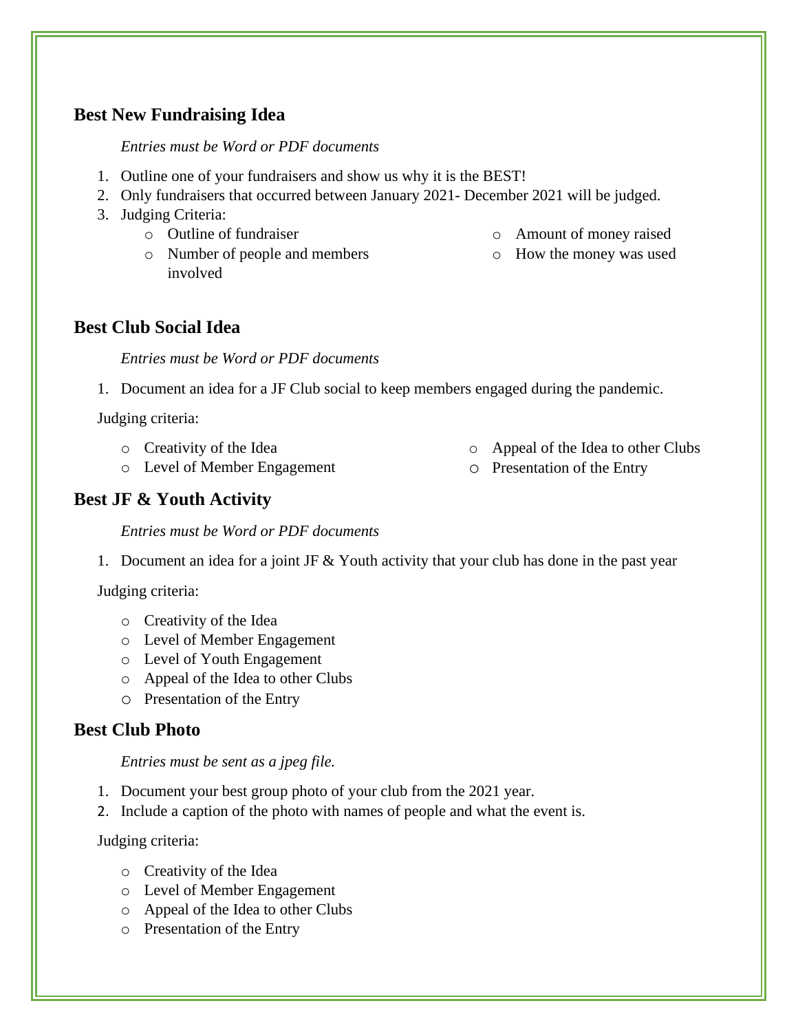## Best New Fundraising Idea

*Entries must be Word or PDF documents*

1. Outline one of your fundraisers and show us why it is the BEST!
2. Only fundraisers that occurred between January 2021- December 2021 will be judged.
3. Judging Criteria:
    - Outline of fundraiser
    - Number of people and members involved
    - Amount of money raised
    - How the money was used

## Best Club Social Idea

*Entries must be Word or PDF documents*

1. Document an idea for a JF Club social to keep members engaged during the pandemic.

Judging criteria:

- Creativity of the Idea
- Level of Member Engagement
- Appeal of the Idea to other Clubs
- Presentation of the Entry

## Best JF & Youth Activity

*Entries must be Word or PDF documents*

1. Document an idea for a joint JF & Youth activity that your club has done in the past year

Judging criteria:

- Creativity of the Idea
- Level of Member Engagement
- Level of Youth Engagement
- Appeal of the Idea to other Clubs
- Presentation of the Entry

## Best Club Photo

*Entries must be sent as a jpeg file.*

1. Document your best group photo of your club from the 2021 year.
2. Include a caption of the photo with names of people and what the event is.

Judging criteria:

- Creativity of the Idea
- Level of Member Engagement
- Appeal of the Idea to other Clubs
- Presentation of the Entry